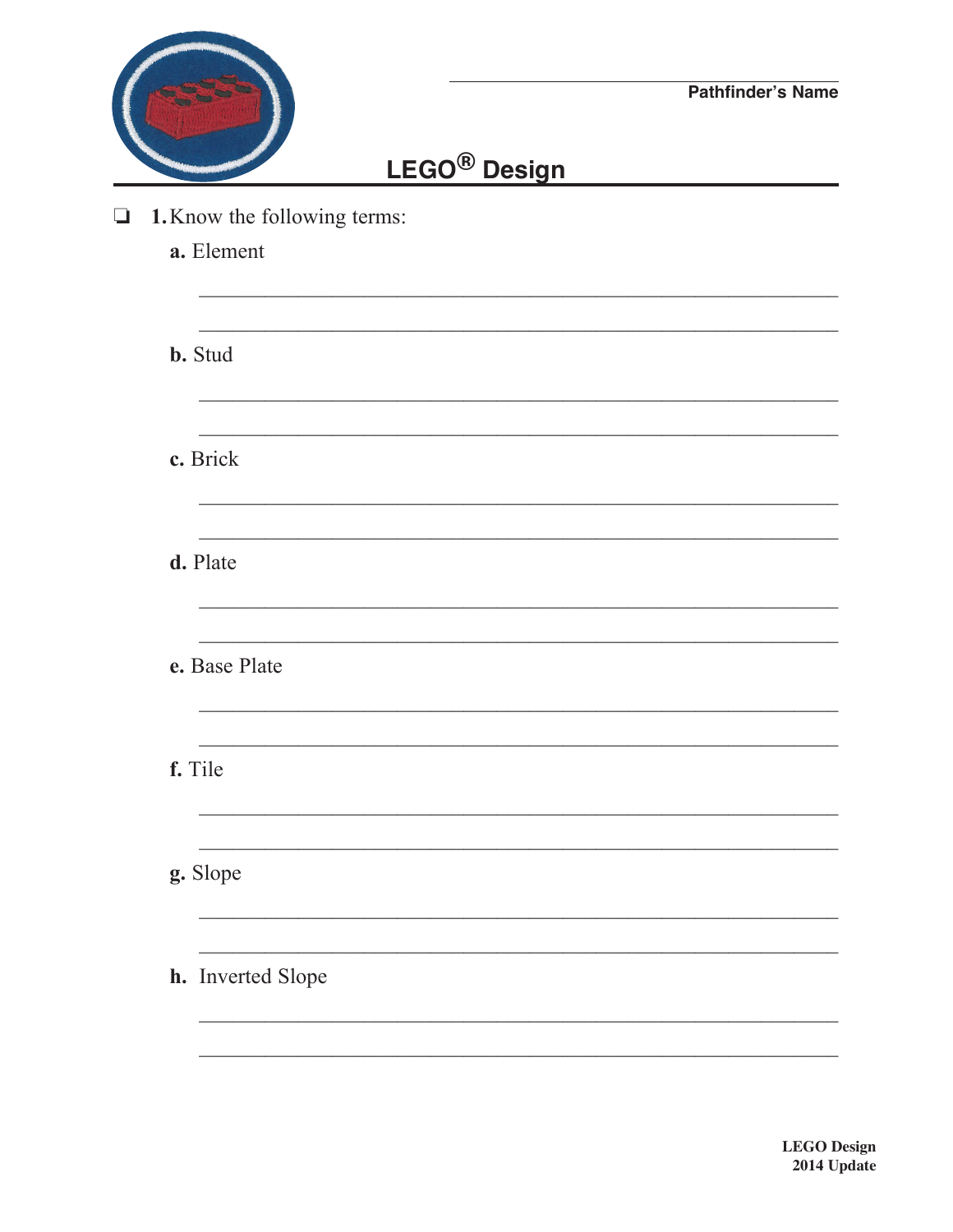Pathfinder's Name

# LEGO® Design

❏ **1.** Know the following terms:

**a.** Element

**b.** Stud

**c.** Brick

**d.** Plate

**e.** Base Plate

**f.** Tile

**g.** Slope

**h.** Inverted Slope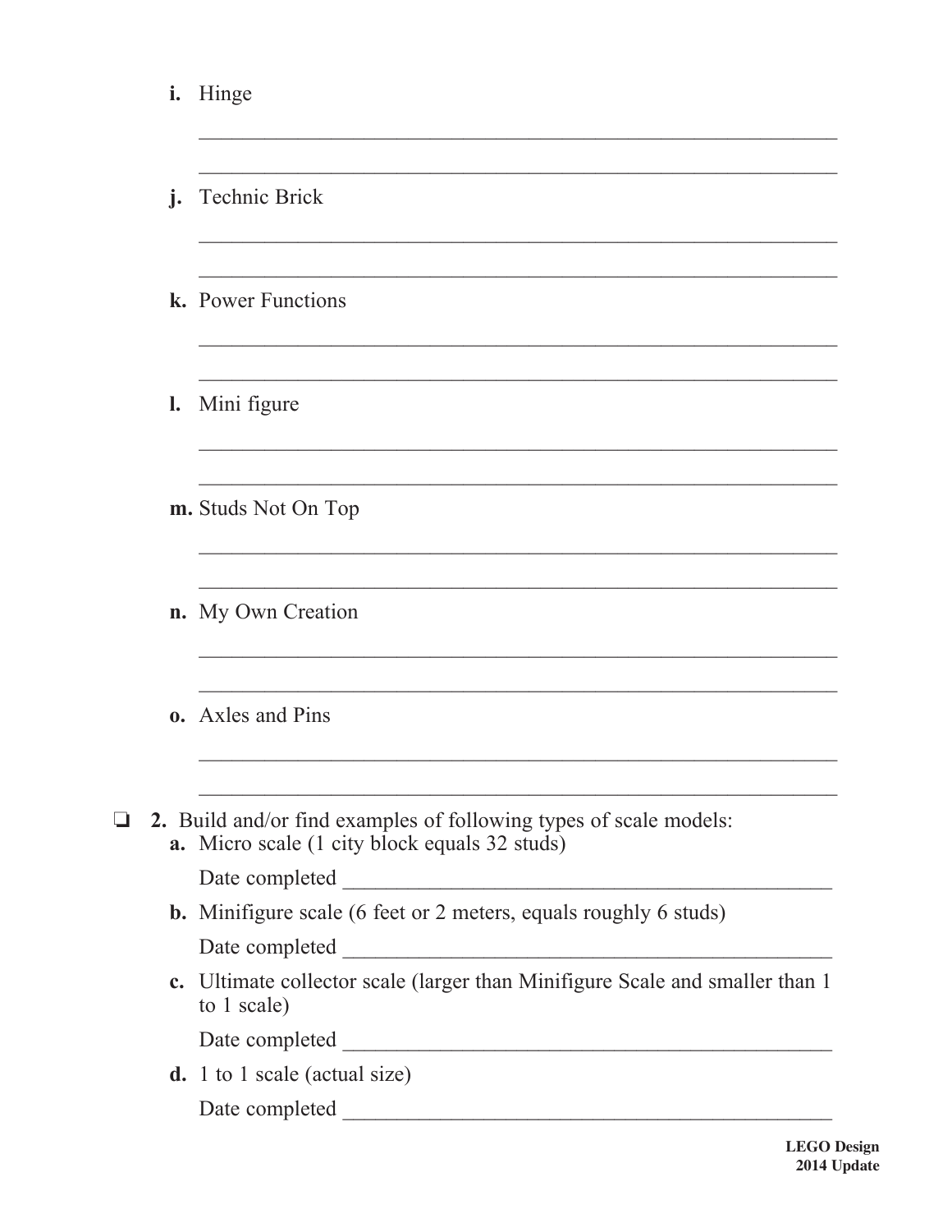**i.** Hinge

\_\_\_\_\_\_\_\_\_\_\_\_\_\_\_\_\_\_\_\_\_\_\_\_\_\_\_\_\_\_\_\_\_\_\_\_\_\_\_\_\_\_\_\_\_\_\_\_\_\_\_\_\_\_\_\_\_\_\_\_

\_\_\_\_\_\_\_\_\_\_\_\_\_\_\_\_\_\_\_\_\_\_\_\_\_\_\_\_\_\_\_\_\_\_\_\_\_\_\_\_\_\_\_\_\_\_\_\_\_\_\_\_\_\_\_\_\_\_\_\_

**j.** Technic Brick

\_\_\_\_\_\_\_\_\_\_\_\_\_\_\_\_\_\_\_\_\_\_\_\_\_\_\_\_\_\_\_\_\_\_\_\_\_\_\_\_\_\_\_\_\_\_\_\_\_\_\_\_\_\_\_\_\_\_\_\_

\_\_\_\_\_\_\_\_\_\_\_\_\_\_\_\_\_\_\_\_\_\_\_\_\_\_\_\_\_\_\_\_\_\_\_\_\_\_\_\_\_\_\_\_\_\_\_\_\_\_\_\_\_\_\_\_\_\_\_\_

**k.** Power Functions

\_\_\_\_\_\_\_\_\_\_\_\_\_\_\_\_\_\_\_\_\_\_\_\_\_\_\_\_\_\_\_\_\_\_\_\_\_\_\_\_\_\_\_\_\_\_\_\_\_\_\_\_\_\_\_\_\_\_\_\_

\_\_\_\_\_\_\_\_\_\_\_\_\_\_\_\_\_\_\_\_\_\_\_\_\_\_\_\_\_\_\_\_\_\_\_\_\_\_\_\_\_\_\_\_\_\_\_\_\_\_\_\_\_\_\_\_\_\_\_\_

**l.** Mini figure

\_\_\_\_\_\_\_\_\_\_\_\_\_\_\_\_\_\_\_\_\_\_\_\_\_\_\_\_\_\_\_\_\_\_\_\_\_\_\_\_\_\_\_\_\_\_\_\_\_\_\_\_\_\_\_\_\_\_\_\_

\_\_\_\_\_\_\_\_\_\_\_\_\_\_\_\_\_\_\_\_\_\_\_\_\_\_\_\_\_\_\_\_\_\_\_\_\_\_\_\_\_\_\_\_\_\_\_\_\_\_\_\_\_\_\_\_\_\_\_\_

**m.** Studs Not On Top

\_\_\_\_\_\_\_\_\_\_\_\_\_\_\_\_\_\_\_\_\_\_\_\_\_\_\_\_\_\_\_\_\_\_\_\_\_\_\_\_\_\_\_\_\_\_\_\_\_\_\_\_\_\_\_\_\_\_\_\_

\_\_\_\_\_\_\_\_\_\_\_\_\_\_\_\_\_\_\_\_\_\_\_\_\_\_\_\_\_\_\_\_\_\_\_\_\_\_\_\_\_\_\_\_\_\_\_\_\_\_\_\_\_\_\_\_\_\_\_\_

**n.** My Own Creation

\_\_\_\_\_\_\_\_\_\_\_\_\_\_\_\_\_\_\_\_\_\_\_\_\_\_\_\_\_\_\_\_\_\_\_\_\_\_\_\_\_\_\_\_\_\_\_\_\_\_\_\_\_\_\_\_\_\_\_\_

\_\_\_\_\_\_\_\_\_\_\_\_\_\_\_\_\_\_\_\_\_\_\_\_\_\_\_\_\_\_\_\_\_\_\_\_\_\_\_\_\_\_\_\_\_\_\_\_\_\_\_\_\_\_\_\_\_\_\_\_

**o.** Axles and Pins

\_\_\_\_\_\_\_\_\_\_\_\_\_\_\_\_\_\_\_\_\_\_\_\_\_\_\_\_\_\_\_\_\_\_\_\_\_\_\_\_\_\_\_\_\_\_\_\_\_\_\_\_\_\_\_\_\_\_\_\_

\_\_\_\_\_\_\_\_\_\_\_\_\_\_\_\_\_\_\_\_\_\_\_\_\_\_\_\_\_\_\_\_\_\_\_\_\_\_\_\_\_\_\_\_\_\_\_\_\_\_\_\_\_\_\_\_\_\_\_\_

❏ **2.** Build and/or find examples of following types of scale models:

**a.** Micro scale (1 city block equals 32 studs)

Date completed \_\_\_\_\_\_\_\_\_\_\_\_\_\_\_\_\_\_\_\_\_\_\_\_\_\_\_\_\_\_\_\_\_\_\_\_\_\_\_\_\_\_\_\_\_\_

**b.** Minifigure scale (6 feet or 2 meters, equals roughly 6 studs)

Date completed \_\_\_\_\_\_\_\_\_\_\_\_\_\_\_\_\_\_\_\_\_\_\_\_\_\_\_\_\_\_\_\_\_\_\_\_\_\_\_\_\_\_\_\_\_\_

**c.** Ultimate collector scale (larger than Minifigure Scale and smaller than 1 to 1 scale)

Date completed \_\_\_\_\_\_\_\_\_\_\_\_\_\_\_\_\_\_\_\_\_\_\_\_\_\_\_\_\_\_\_\_\_\_\_\_\_\_\_\_\_\_\_\_\_\_

**d.** 1 to 1 scale (actual size)

Date completed \_\_\_\_\_\_\_\_\_\_\_\_\_\_\_\_\_\_\_\_\_\_\_\_\_\_\_\_\_\_\_\_\_\_\_\_\_\_\_\_\_\_\_\_\_\_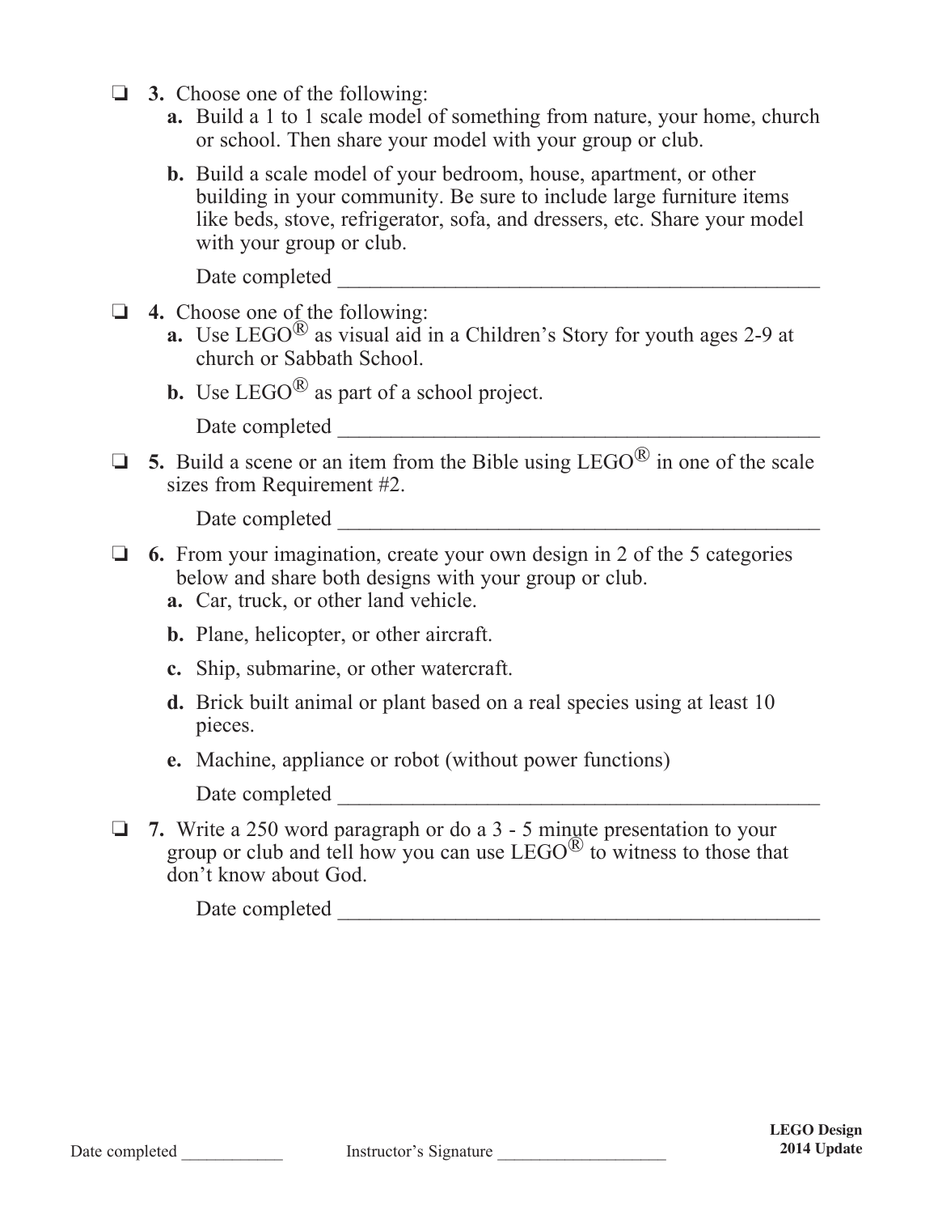❑ **3.** Choose one of the following:

- **a.** Build a 1 to 1 scale model of something from nature, your home, church or school. Then share your model with your group or club.
- **b.** Build a scale model of your bedroom, house, apartment, or other building in your community. Be sure to include large furniture items like beds, stove, refrigerator, sofa, and dressers, etc. Share your model with your group or club.

Date completed ______________________________________________

❑ **4.** Choose one of the following:

- **a.** Use LEGO® as visual aid in a Children's Story for youth ages 2-9 at church or Sabbath School.
- **b.** Use LEGO® as part of a school project.

Date completed ______________________________________________

❑ **5.** Build a scene or an item from the Bible using LEGO® in one of the scale sizes from Requirement #2.

Date completed ______________________________________________

❑ **6.** From your imagination, create your own design in 2 of the 5 categories below and share both designs with your group or club.

- **a.** Car, truck, or other land vehicle.
- **b.** Plane, helicopter, or other aircraft.
- **c.** Ship, submarine, or other watercraft.
- **d.** Brick built animal or plant based on a real species using at least 10 pieces.
- **e.** Machine, appliance or robot (without power functions)

Date completed ______________________________________________

❑ **7.** Write a 250 word paragraph or do a 3 - 5 minute presentation to your group or club and tell how you can use LEGO® to witness to those that don't know about God.

Date completed ______________________________________________

Date completed ____________ Instructor's Signature ____________________

**LEGO Design**
**2014 Update**